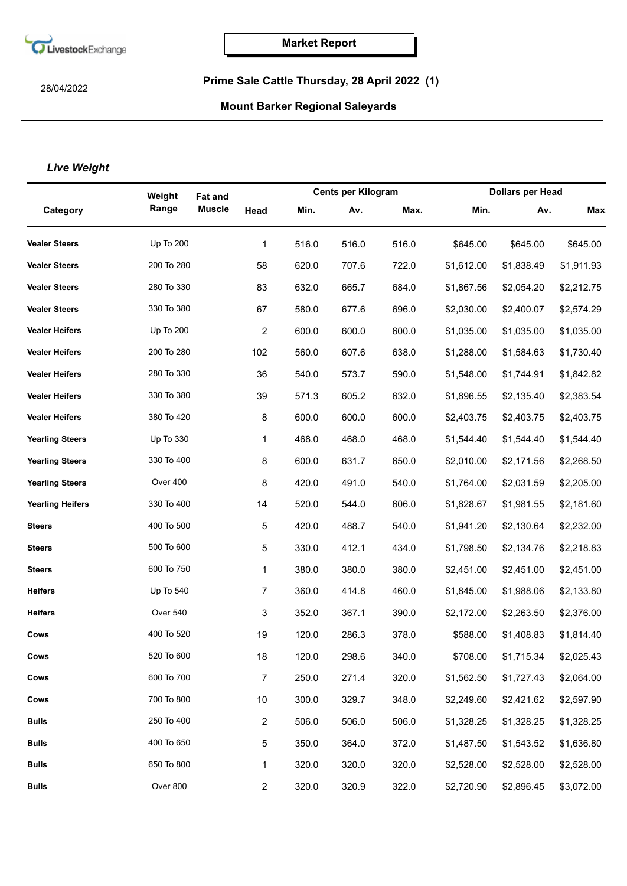LivestockExchange

# Market Report

28/04/2022

## Prime Sale Cattle Thursday, 28 April 2022 (1)

## Mount Barker Regional Saleyards

### *Live Weight*

| Category | Weight Range | Fat and Muscle | Head | Cents per Kilogram | | | Dollars per Head | | |
|---|---|---|---|---|---|---|---|---|---|
| | | | | Min. | Av. | Max. | Min. | Av. | Max. |
| **Vealer Steers** | Up To 200 | | 1 | 516.0 | 516.0 | 516.0 | $645.00 | $645.00 | $645.00 |
| **Vealer Steers** | 200 To 280 | | 58 | 620.0 | 707.6 | 722.0 | $1,612.00 | $1,838.49 | $1,911.93 |
| **Vealer Steers** | 280 To 330 | | 83 | 632.0 | 665.7 | 684.0 | $1,867.56 | $2,054.20 | $2,212.75 |
| **Vealer Steers** | 330 To 380 | | 67 | 580.0 | 677.6 | 696.0 | $2,030.00 | $2,400.07 | $2,574.29 |
| **Vealer Heifers** | Up To 200 | | 2 | 600.0 | 600.0 | 600.0 | $1,035.00 | $1,035.00 | $1,035.00 |
| **Vealer Heifers** | 200 To 280 | | 102 | 560.0 | 607.6 | 638.0 | $1,288.00 | $1,584.63 | $1,730.40 |
| **Vealer Heifers** | 280 To 330 | | 36 | 540.0 | 573.7 | 590.0 | $1,548.00 | $1,744.91 | $1,842.82 |
| **Vealer Heifers** | 330 To 380 | | 39 | 571.3 | 605.2 | 632.0 | $1,896.55 | $2,135.40 | $2,383.54 |
| **Vealer Heifers** | 380 To 420 | | 8 | 600.0 | 600.0 | 600.0 | $2,403.75 | $2,403.75 | $2,403.75 |
| **Yearling Steers** | Up To 330 | | 1 | 468.0 | 468.0 | 468.0 | $1,544.40 | $1,544.40 | $1,544.40 |
| **Yearling Steers** | 330 To 400 | | 8 | 600.0 | 631.7 | 650.0 | $2,010.00 | $2,171.56 | $2,268.50 |
| **Yearling Steers** | Over 400 | | 8 | 420.0 | 491.0 | 540.0 | $1,764.00 | $2,031.59 | $2,205.00 |
| **Yearling Heifers** | 330 To 400 | | 14 | 520.0 | 544.0 | 606.0 | $1,828.67 | $1,981.55 | $2,181.60 |
| **Steers** | 400 To 500 | | 5 | 420.0 | 488.7 | 540.0 | $1,941.20 | $2,130.64 | $2,232.00 |
| **Steers** | 500 To 600 | | 5 | 330.0 | 412.1 | 434.0 | $1,798.50 | $2,134.76 | $2,218.83 |
| **Steers** | 600 To 750 | | 1 | 380.0 | 380.0 | 380.0 | $2,451.00 | $2,451.00 | $2,451.00 |
| **Heifers** | Up To 540 | | 7 | 360.0 | 414.8 | 460.0 | $1,845.00 | $1,988.06 | $2,133.80 |
| **Heifers** | Over 540 | | 3 | 352.0 | 367.1 | 390.0 | $2,172.00 | $2,263.50 | $2,376.00 |
| **Cows** | 400 To 520 | | 19 | 120.0 | 286.3 | 378.0 | $588.00 | $1,408.83 | $1,814.40 |
| **Cows** | 520 To 600 | | 18 | 120.0 | 298.6 | 340.0 | $708.00 | $1,715.34 | $2,025.43 |
| **Cows** | 600 To 700 | | 7 | 250.0 | 271.4 | 320.0 | $1,562.50 | $1,727.43 | $2,064.00 |
| **Cows** | 700 To 800 | | 10 | 300.0 | 329.7 | 348.0 | $2,249.60 | $2,421.62 | $2,597.90 |
| **Bulls** | 250 To 400 | | 2 | 506.0 | 506.0 | 506.0 | $1,328.25 | $1,328.25 | $1,328.25 |
| **Bulls** | 400 To 650 | | 5 | 350.0 | 364.0 | 372.0 | $1,487.50 | $1,543.52 | $1,636.80 |
| **Bulls** | 650 To 800 | | 1 | 320.0 | 320.0 | 320.0 | $2,528.00 | $2,528.00 | $2,528.00 |
| **Bulls** | Over 800 | | 2 | 320.0 | 320.9 | 322.0 | $2,720.90 | $2,896.45 | $3,072.00 |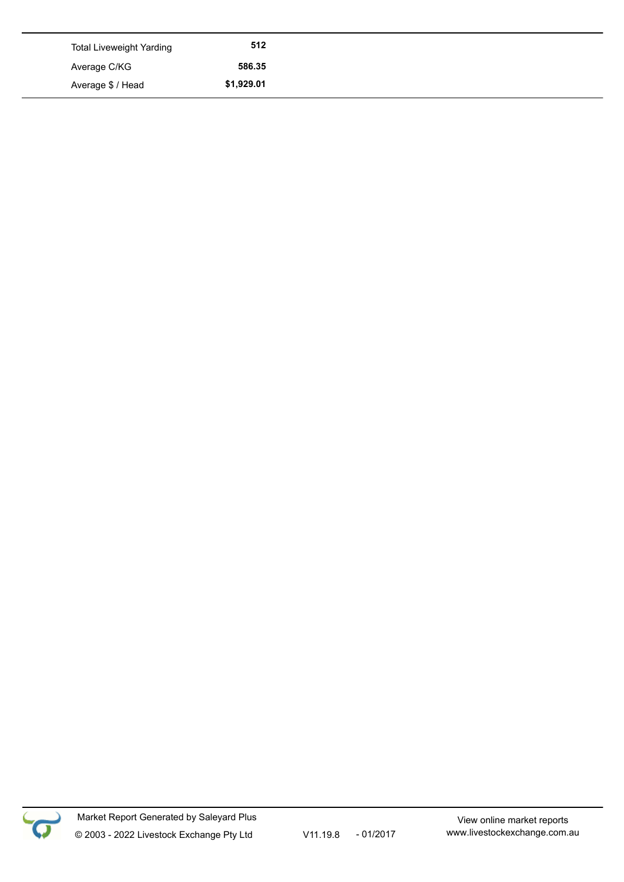| | |
|---|---|
| Total Liveweight Yarding | **512** |
| Average C/KG | **586.35** |
| Average $ / Head | **$1,929.01** |